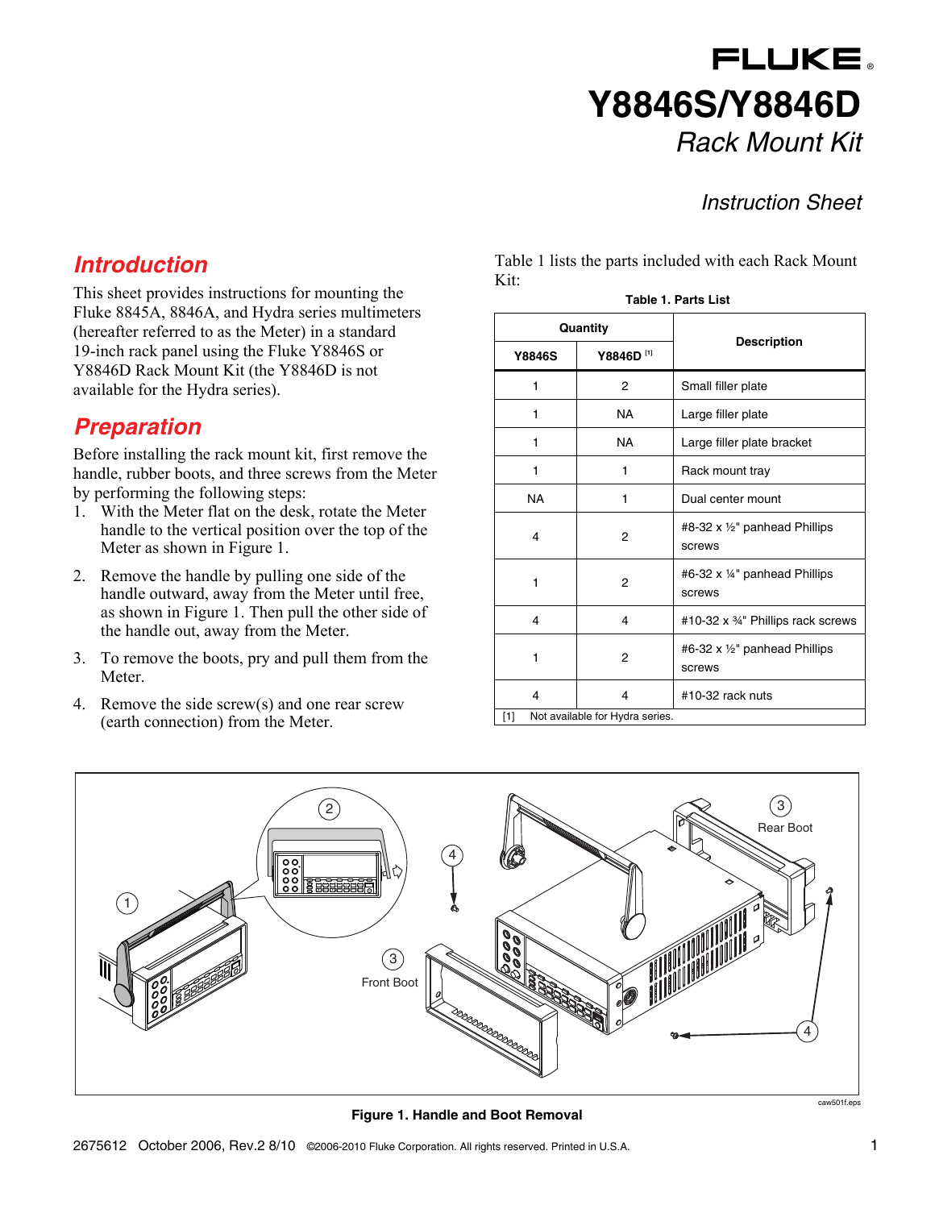# Y8846S/Y8846D

*Rack Mount Kit*

*Instruction Sheet*

## Introduction

This sheet provides instructions for mounting the Fluke 8845A, 8846A, and Hydra series multimeters (hereafter referred to as the Meter) in a standard 19-inch rack panel using the Fluke Y8846S or Y8846D Rack Mount Kit (the Y8846D is not available for the Hydra series).

## Preparation

Before installing the rack mount kit, first remove the handle, rubber boots, and three screws from the Meter by performing the following steps:

1. With the Meter flat on the desk, rotate the Meter handle to the vertical position over the top of the Meter as shown in Figure 1.
2. Remove the handle by pulling one side of the handle outward, away from the Meter until free, as shown in Figure 1. Then pull the other side of the handle out, away from the Meter.
3. To remove the boots, pry and pull them from the Meter.
4. Remove the side screw(s) and one rear screw (earth connection) from the Meter.

Table 1 lists the parts included with each Rack Mount Kit:

**Table 1. Parts List**

| Quantity | | Description |
|---|---|---|
| Y8846S | Y8846D [1] | |
| 1 | 2 | Small filler plate |
| 1 | NA | Large filler plate |
| 1 | NA | Large filler plate bracket |
| 1 | 1 | Rack mount tray |
| NA | 1 | Dual center mount |
| 4 | 2 | #8-32 x ½" panhead Phillips screws |
| 1 | 2 | #6-32 x ¼" panhead Phillips screws |
| 4 | 4 | #10-32 x ¾" Phillips rack screws |
| 1 | 2 | #6-32 x ½" panhead Phillips screws |
| 4 | 4 | #10-32 rack nuts |

[1] Not available for Hydra series.

**Figure 1. Handle and Boot Removal**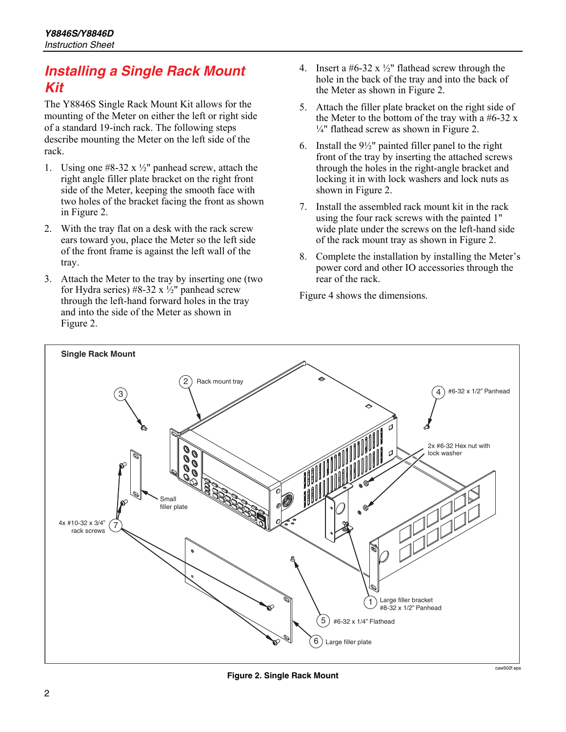## Installing a Single Rack Mount Kit

The Y8846S Single Rack Mount Kit allows for the mounting of the Meter on either the left or right side of a standard 19-inch rack. The following steps describe mounting the Meter on the left side of the rack.

1. Using one #8-32 x ½" panhead screw, attach the right angle filler plate bracket on the right front side of the Meter, keeping the smooth face with two holes of the bracket facing the front as shown in Figure 2.
2. With the tray flat on a desk with the rack screw ears toward you, place the Meter so the left side of the front frame is against the left wall of the tray.
3. Attach the Meter to the tray by inserting one (two for Hydra series) #8-32 x ½" panhead screw through the left-hand forward holes in the tray and into the side of the Meter as shown in Figure 2.
4. Insert a #6-32 x ½" flathead screw through the hole in the back of the tray and into the back of the Meter as shown in Figure 2.
5. Attach the filler plate bracket on the right side of the Meter to the bottom of the tray with a #6-32 x ¼" flathead screw as shown in Figure 2.
6. Install the 9½" painted filler panel to the right front of the tray by inserting the attached screws through the holes in the right-angle bracket and locking it in with lock washers and lock nuts as shown in Figure 2.
7. Install the assembled rack mount kit in the rack using the four rack screws with the painted 1" wide plate under the screws on the left-hand side of the rack mount tray as shown in Figure 2.
8. Complete the installation by installing the Meter's power cord and other IO accessories through the rear of the rack.

Figure 4 shows the dimensions.

**Figure 2. Single Rack Mount**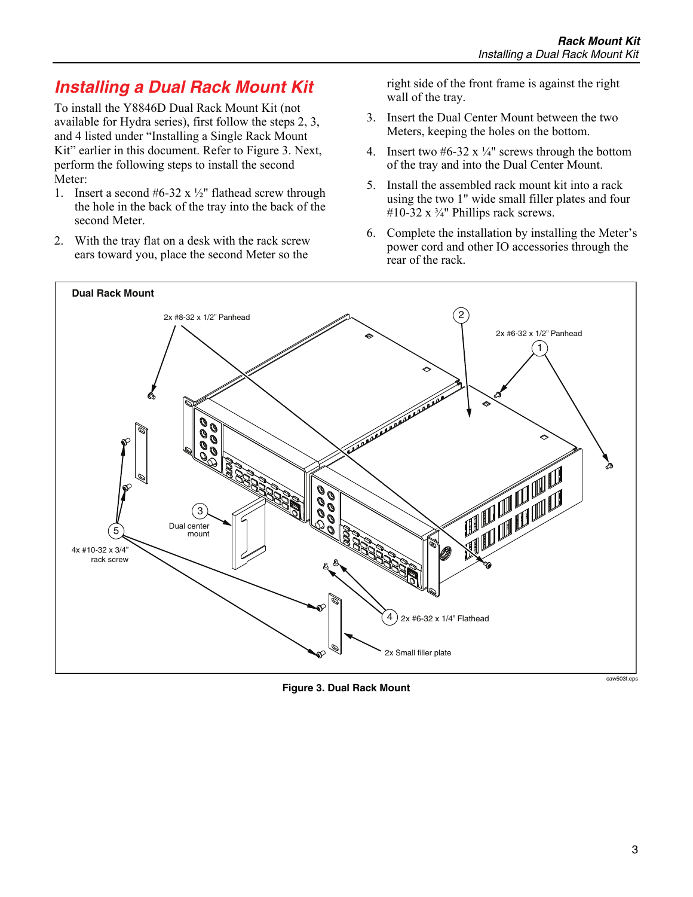## Installing a Dual Rack Mount Kit

To install the Y8846D Dual Rack Mount Kit (not available for Hydra series), first follow the steps 2, 3, and 4 listed under "Installing a Single Rack Mount Kit" earlier in this document. Refer to Figure 3. Next, perform the following steps to install the second Meter:

1. Insert a second #6-32 x ½" flathead screw through the hole in the back of the tray into the back of the second Meter.
2. With the tray flat on a desk with the rack screw ears toward you, place the second Meter so the right side of the front frame is against the right wall of the tray.
3. Insert the Dual Center Mount between the two Meters, keeping the holes on the bottom.
4. Insert two #6-32 x ¼" screws through the bottom of the tray and into the Dual Center Mount.
5. Install the assembled rack mount kit into a rack using the two 1" wide small filler plates and four #10-32 x ¾" Phillips rack screws.
6. Complete the installation by installing the Meter's power cord and other IO accessories through the rear of the rack.

**Dual Rack Mount**

2x #8-32 x 1/2" Panhead

2x #6-32 x 1/2" Panhead

1 2 3 4 5

Dual center mount

4x #10-32 x 3/4" rack screw

2x #6-32 x 1/4" Flathead

2x Small filler plate

caw503f.eps

**Figure 3. Dual Rack Mount**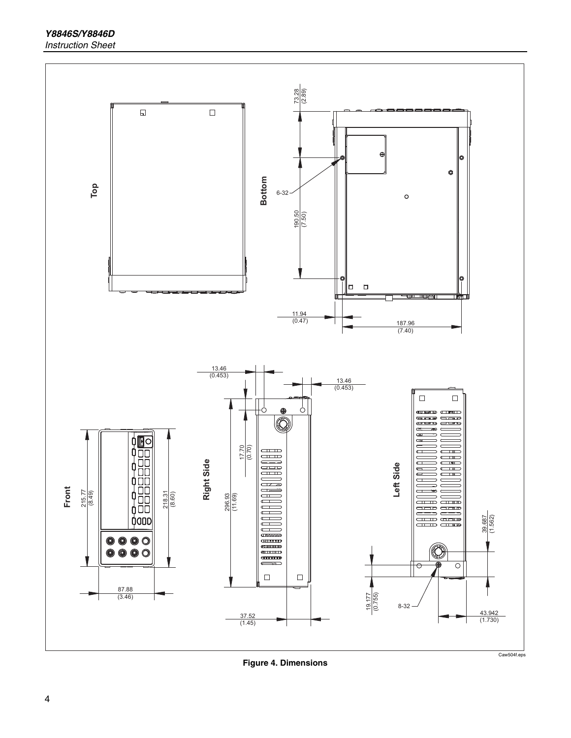Top

Bottom

73.28
(2.89)

6-32

190.50
(7.50)

11.94
(0.47)

187.96
(7.40)

Front

215.77
(8.49)

218.31
(8.60)

87.88
(3.46)

Right Side

13.46
(0.453)

13.46
(0.453)

17.70
(0.70)

296.93
(11.69)

37.52
(1.45)

Left Side

39.687
(1.562)

19.177
(0.755)

8-32

43.942
(1.730)

Caw504f.eps

**Figure 4. Dimensions**